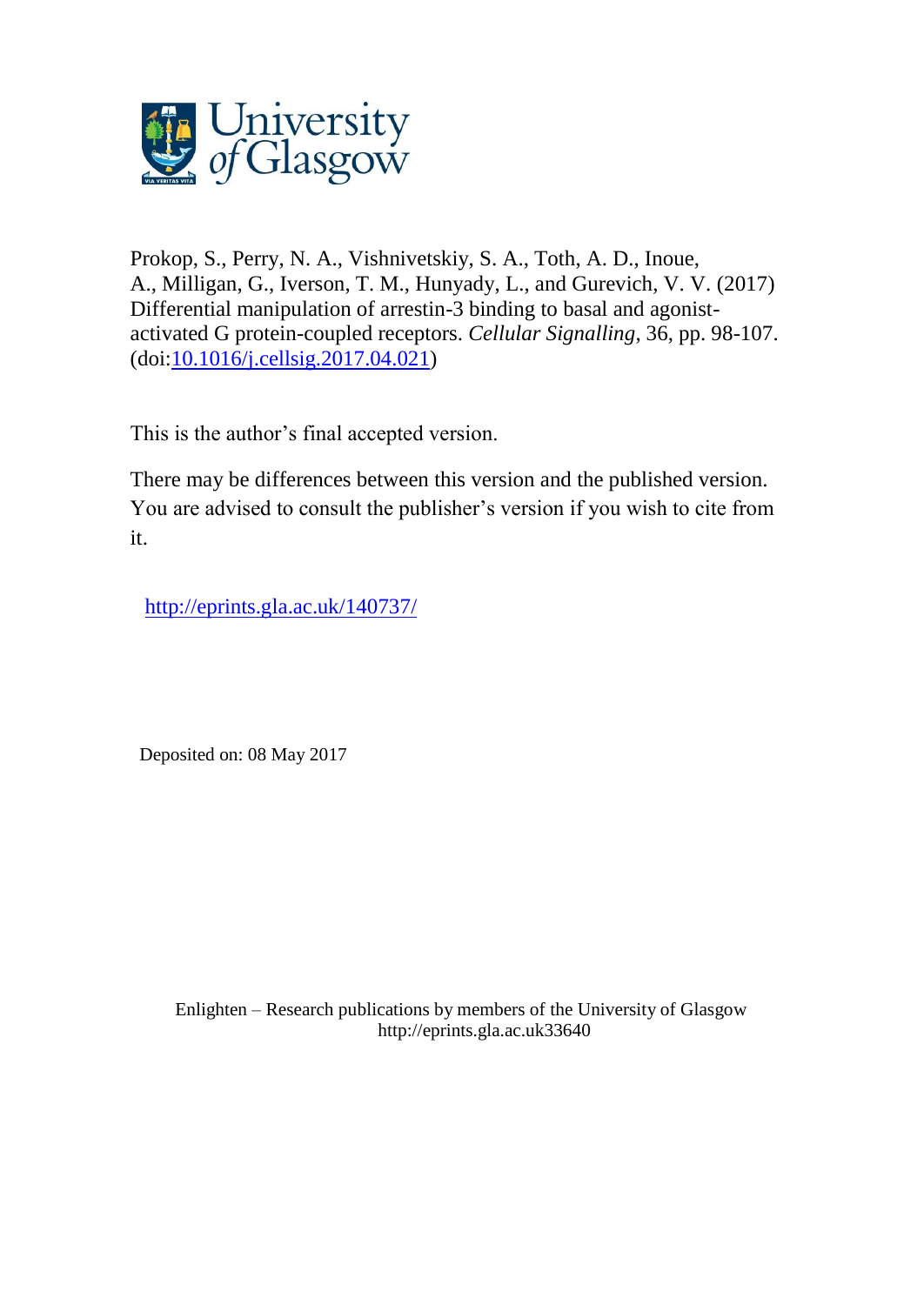Prokop, S., Perry, N. A., Vishnivetskiy, S. A., Toth, A. D., Inoue, A., Milligan, G., Iverson, T. M., Hunyady, L., and Gurevich, V. V. (2017) Differential manipulation of arrestin-3 binding to basal and agonist-activated G protein-coupled receptors. *Cellular Signalling*, 36, pp. 98-107. (doi:[10.1016/j.cellsig.2017.04.021](https://doi.org/10.1016/j.cellsig.2017.04.021))

This is the author's final accepted version.

There may be differences between this version and the published version. You are advised to consult the publisher's version if you wish to cite from it.

[http://eprints.gla.ac.uk/140737/](http://eprints.gla.ac.uk/140737/)

Deposited on: 08 May 2017

Enlighten – Research publications by members of the University of Glasgow
http://eprints.gla.ac.uk33640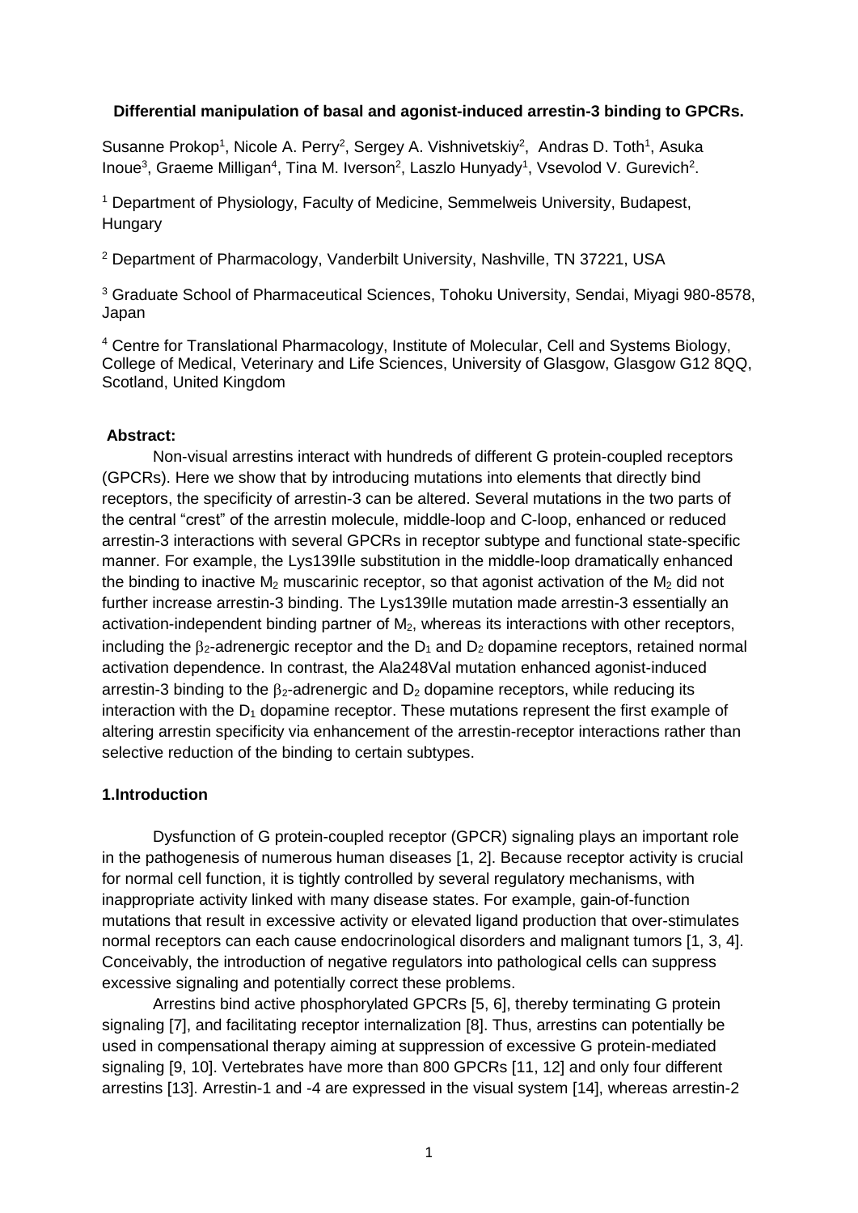**Differential manipulation of basal and agonist-induced arrestin-3 binding to GPCRs.**

Susanne Prokop[1], Nicole A. Perry[2], Sergey A. Vishnivetskiy[2], Andras D. Toth[1], Asuka Inoue[3], Graeme Milligan[4], Tina M. Iverson[2], Laszlo Hunyady[1], Vsevolod V. Gurevich[2].

[1] Department of Physiology, Faculty of Medicine, Semmelweis University, Budapest, Hungary

[2] Department of Pharmacology, Vanderbilt University, Nashville, TN 37221, USA

[3] Graduate School of Pharmaceutical Sciences, Tohoku University, Sendai, Miyagi 980-8578, Japan

[4] Centre for Translational Pharmacology, Institute of Molecular, Cell and Systems Biology, College of Medical, Veterinary and Life Sciences, University of Glasgow, Glasgow G12 8QQ, Scotland, United Kingdom

**Abstract:**

Non-visual arrestins interact with hundreds of different G protein-coupled receptors (GPCRs). Here we show that by introducing mutations into elements that directly bind receptors, the specificity of arrestin-3 can be altered. Several mutations in the two parts of the central "crest" of the arrestin molecule, middle-loop and C-loop, enhanced or reduced arrestin-3 interactions with several GPCRs in receptor subtype and functional state-specific manner. For example, the Lys139Ile substitution in the middle-loop dramatically enhanced the binding to inactive $M_2$ muscarinic receptor, so that agonist activation of the $M_2$ did not further increase arrestin-3 binding. The Lys139Ile mutation made arrestin-3 essentially an activation-independent binding partner of $M_2$, whereas its interactions with other receptors, including the $\beta_2$-adrenergic receptor and the $D_1$ and $D_2$ dopamine receptors, retained normal activation dependence. In contrast, the Ala248Val mutation enhanced agonist-induced arrestin-3 binding to the $\beta_2$-adrenergic and $D_2$ dopamine receptors, while reducing its interaction with the $D_1$ dopamine receptor. These mutations represent the first example of altering arrestin specificity via enhancement of the arrestin-receptor interactions rather than selective reduction of the binding to certain subtypes.

**1.Introduction**

Dysfunction of G protein-coupled receptor (GPCR) signaling plays an important role in the pathogenesis of numerous human diseases [1, 2]. Because receptor activity is crucial for normal cell function, it is tightly controlled by several regulatory mechanisms, with inappropriate activity linked with many disease states. For example, gain-of-function mutations that result in excessive activity or elevated ligand production that over-stimulates normal receptors can each cause endocrinological disorders and malignant tumors [1, 3, 4]. Conceivably, the introduction of negative regulators into pathological cells can suppress excessive signaling and potentially correct these problems.

Arrestins bind active phosphorylated GPCRs [5, 6], thereby terminating G protein signaling [7], and facilitating receptor internalization [8]. Thus, arrestins can potentially be used in compensational therapy aiming at suppression of excessive G protein-mediated signaling [9, 10]. Vertebrates have more than 800 GPCRs [11, 12] and only four different arrestins [13]. Arrestin-1 and -4 are expressed in the visual system [14], whereas arrestin-2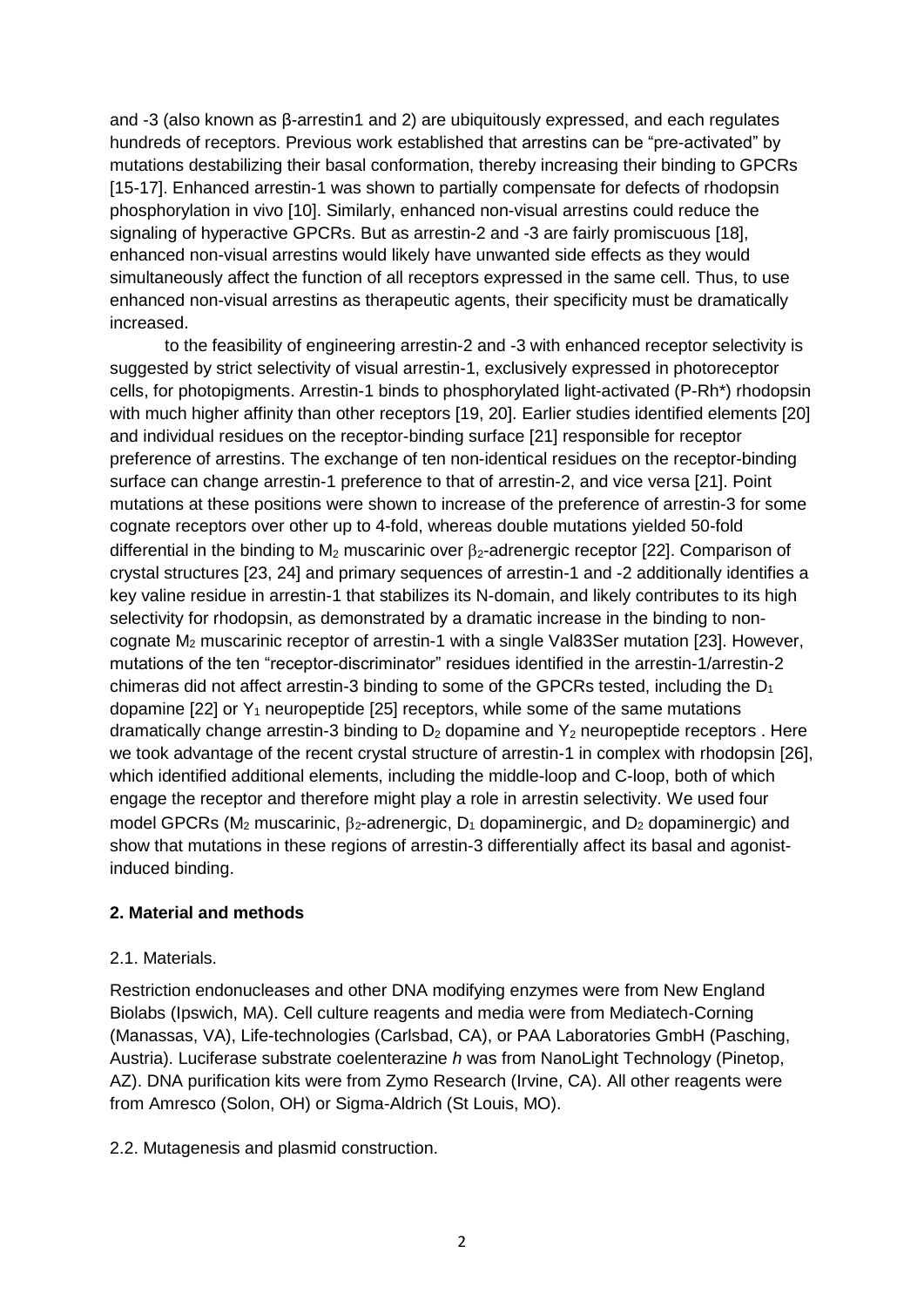and -3 (also known as β-arrestin1 and 2) are ubiquitously expressed, and each regulates hundreds of receptors. Previous work established that arrestins can be "pre-activated" by mutations destabilizing their basal conformation, thereby increasing their binding to GPCRs [15-17]. Enhanced arrestin-1 was shown to partially compensate for defects of rhodopsin phosphorylation in vivo [10]. Similarly, enhanced non-visual arrestins could reduce the signaling of hyperactive GPCRs. But as arrestin-2 and -3 are fairly promiscuous [18], enhanced non-visual arrestins would likely have unwanted side effects as they would simultaneously affect the function of all receptors expressed in the same cell. Thus, to use enhanced non-visual arrestins as therapeutic agents, their specificity must be dramatically increased.

to the feasibility of engineering arrestin-2 and -3 with enhanced receptor selectivity is suggested by strict selectivity of visual arrestin-1, exclusively expressed in photoreceptor cells, for photopigments. Arrestin-1 binds to phosphorylated light-activated (P-Rh*) rhodopsin with much higher affinity than other receptors [19, 20]. Earlier studies identified elements [20] and individual residues on the receptor-binding surface [21] responsible for receptor preference of arrestins. The exchange of ten non-identical residues on the receptor-binding surface can change arrestin-1 preference to that of arrestin-2, and vice versa [21]. Point mutations at these positions were shown to increase of the preference of arrestin-3 for some cognate receptors over other up to 4-fold, whereas double mutations yielded 50-fold differential in the binding to $M_2$ muscarinic over $\beta_2$-adrenergic receptor [22]. Comparison of crystal structures [23, 24] and primary sequences of arrestin-1 and -2 additionally identifies a key valine residue in arrestin-1 that stabilizes its N-domain, and likely contributes to its high selectivity for rhodopsin, as demonstrated by a dramatic increase in the binding to non-cognate $M_2$ muscarinic receptor of arrestin-1 with a single Val83Ser mutation [23]. However, mutations of the ten "receptor-discriminator" residues identified in the arrestin-1/arrestin-2 chimeras did not affect arrestin-3 binding to some of the GPCRs tested, including the $D_1$ dopamine [22] or $Y_1$ neuropeptide [25] receptors, while some of the same mutations dramatically change arrestin-3 binding to $D_2$ dopamine and $Y_2$ neuropeptide receptors . Here we took advantage of the recent crystal structure of arrestin-1 in complex with rhodopsin [26], which identified additional elements, including the middle-loop and C-loop, both of which engage the receptor and therefore might play a role in arrestin selectivity. We used four model GPCRs ($M_2$ muscarinic, $\beta_2$-adrenergic, $D_1$ dopaminergic, and $D_2$ dopaminergic) and show that mutations in these regions of arrestin-3 differentially affect its basal and agonist-induced binding.

## 2. Material and methods

### 2.1. Materials.

Restriction endonucleases and other DNA modifying enzymes were from New England Biolabs (Ipswich, MA). Cell culture reagents and media were from Mediatech-Corning (Manassas, VA), Life-technologies (Carlsbad, CA), or PAA Laboratories GmbH (Pasching, Austria). Luciferase substrate coelenterazine *h* was from NanoLight Technology (Pinetop, AZ). DNA purification kits were from Zymo Research (Irvine, CA). All other reagents were from Amresco (Solon, OH) or Sigma-Aldrich (St Louis, MO).

### 2.2. Mutagenesis and plasmid construction.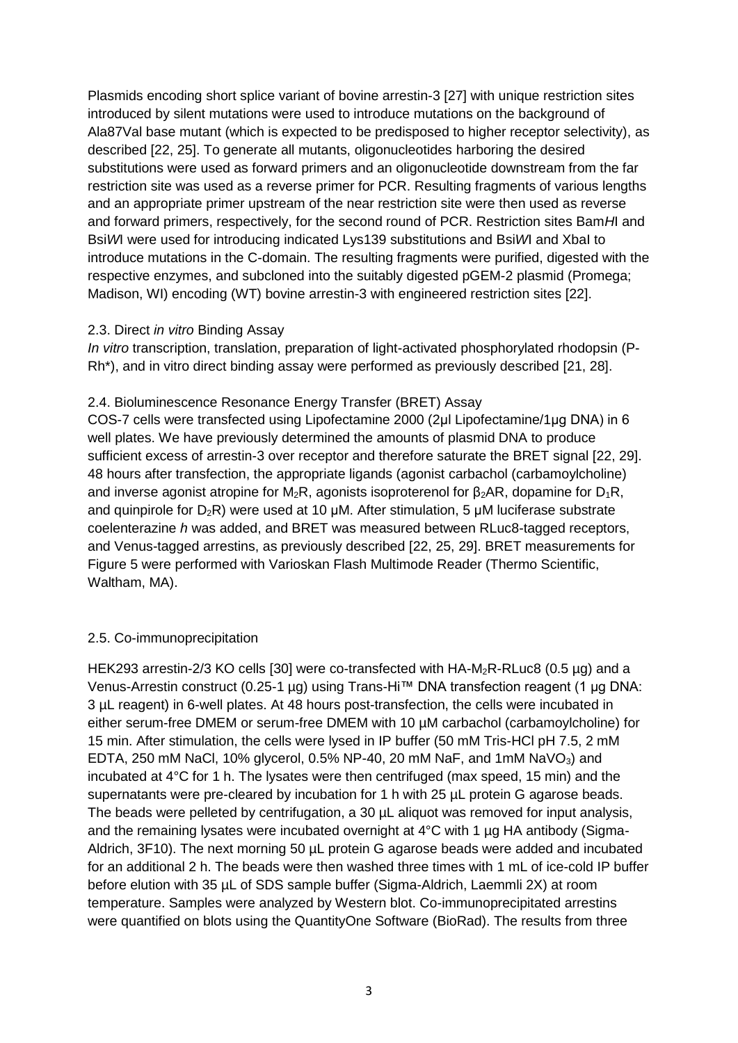Plasmids encoding short splice variant of bovine arrestin-3 [27] with unique restriction sites introduced by silent mutations were used to introduce mutations on the background of Ala87Val base mutant (which is expected to be predisposed to higher receptor selectivity), as described [22, 25]. To generate all mutants, oligonucleotides harboring the desired substitutions were used as forward primers and an oligonucleotide downstream from the far restriction site was used as a reverse primer for PCR. Resulting fragments of various lengths and an appropriate primer upstream of the near restriction site were then used as reverse and forward primers, respectively, for the second round of PCR. Restriction sites Bam*H*I and Bsi*W*I were used for introducing indicated Lys139 substitutions and Bsi*W*I and XbaI to introduce mutations in the C-domain. The resulting fragments were purified, digested with the respective enzymes, and subcloned into the suitably digested pGEM-2 plasmid (Promega; Madison, WI) encoding (WT) bovine arrestin-3 with engineered restriction sites [22].

### 2.3. Direct *in vitro* Binding Assay

*In vitro* transcription, translation, preparation of light-activated phosphorylated rhodopsin (P-Rh*), and in vitro direct binding assay were performed as previously described [21, 28].

### 2.4. Bioluminescence Resonance Energy Transfer (BRET) Assay

COS-7 cells were transfected using Lipofectamine 2000 (2μl Lipofectamine/1μg DNA) in 6 well plates. We have previously determined the amounts of plasmid DNA to produce sufficient excess of arrestin-3 over receptor and therefore saturate the BRET signal [22, 29]. 48 hours after transfection, the appropriate ligands (agonist carbachol (carbamoylcholine) and inverse agonist atropine for $M_2R$, agonists isoproterenol for $\beta_2AR$, dopamine for $D_1R$, and quinpirole for $D_2R$) were used at 10 μM. After stimulation, 5 μM luciferase substrate coelenterazine *h* was added, and BRET was measured between RLuc8-tagged receptors, and Venus-tagged arrestins, as previously described [22, 25, 29]. BRET measurements for Figure 5 were performed with Varioskan Flash Multimode Reader (Thermo Scientific, Waltham, MA).

### 2.5. Co-immunoprecipitation

HEK293 arrestin-2/3 KO cells [30] were co-transfected with HA-$M_2R$-RLuc8 (0.5 μg) and a Venus-Arrestin construct (0.25-1 μg) using Trans-Hi™ DNA transfection reagent (1 μg DNA: 3 μL reagent) in 6-well plates. At 48 hours post-transfection, the cells were incubated in either serum-free DMEM or serum-free DMEM with 10 μM carbachol (carbamoylcholine) for 15 min. After stimulation, the cells were lysed in IP buffer (50 mM Tris-HCl pH 7.5, 2 mM EDTA, 250 mM NaCl, 10% glycerol, 0.5% NP-40, 20 mM NaF, and 1mM $NaVO_3$) and incubated at 4°C for 1 h. The lysates were then centrifuged (max speed, 15 min) and the supernatants were pre-cleared by incubation for 1 h with 25 μL protein G agarose beads. The beads were pelleted by centrifugation, a 30 μL aliquot was removed for input analysis, and the remaining lysates were incubated overnight at 4°C with 1 μg HA antibody (Sigma-Aldrich, 3F10). The next morning 50 μL protein G agarose beads were added and incubated for an additional 2 h. The beads were then washed three times with 1 mL of ice-cold IP buffer before elution with 35 μL of SDS sample buffer (Sigma-Aldrich, Laemmli 2X) at room temperature. Samples were analyzed by Western blot. Co-immunoprecipitated arrestins were quantified on blots using the QuantityOne Software (BioRad). The results from three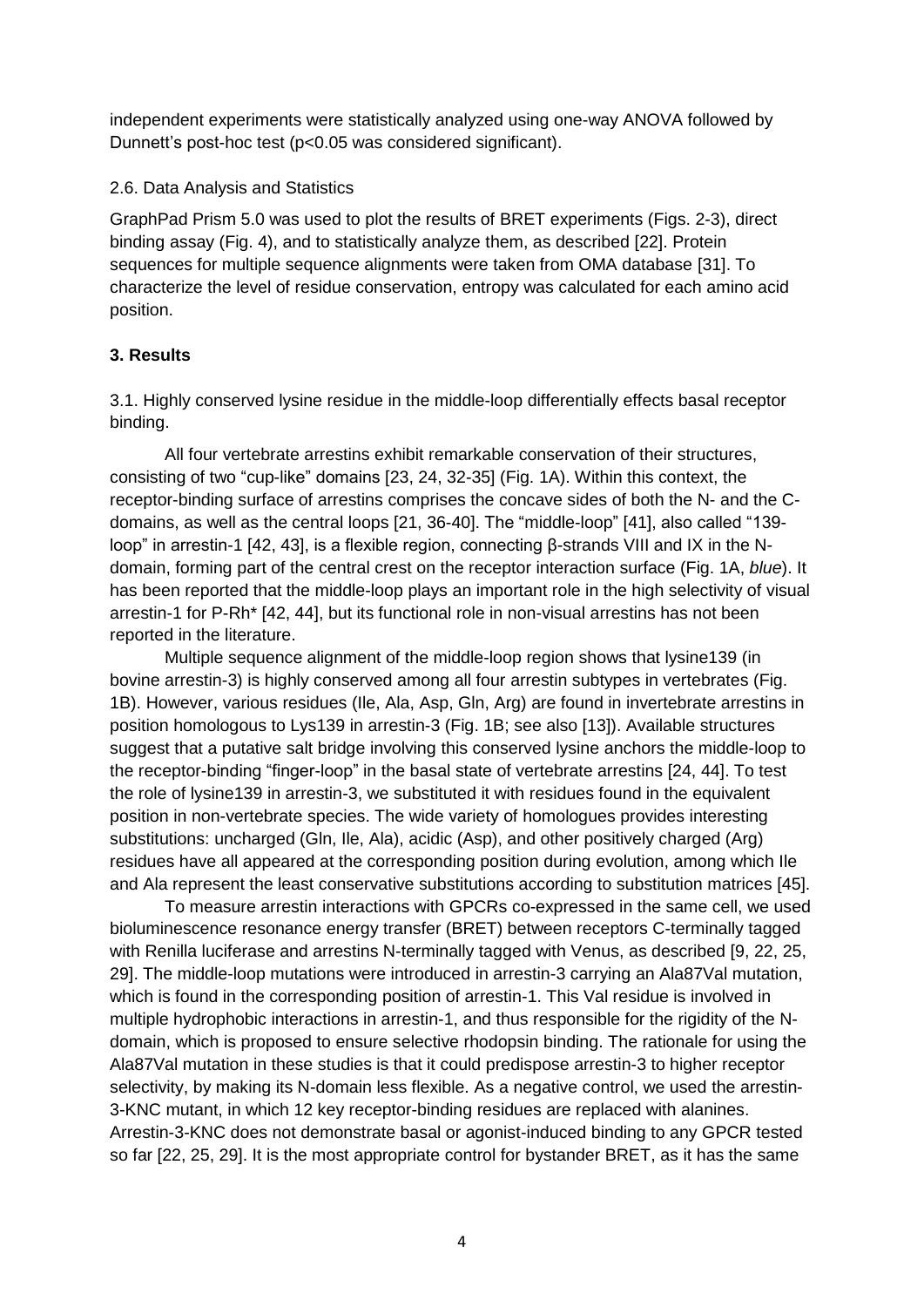independent experiments were statistically analyzed using one-way ANOVA followed by Dunnett's post-hoc test ($p<0.05$ was considered significant).

### 2.6. Data Analysis and Statistics

GraphPad Prism 5.0 was used to plot the results of BRET experiments (Figs. 2-3), direct binding assay (Fig. 4), and to statistically analyze them, as described [22]. Protein sequences for multiple sequence alignments were taken from OMA database [31]. To characterize the level of residue conservation, entropy was calculated for each amino acid position.

## 3. Results

### 3.1. Highly conserved lysine residue in the middle-loop differentially effects basal receptor binding.

All four vertebrate arrestins exhibit remarkable conservation of their structures, consisting of two "cup-like" domains [23, 24, 32-35] (Fig. 1A). Within this context, the receptor-binding surface of arrestins comprises the concave sides of both the N- and the C-domains, as well as the central loops [21, 36-40]. The "middle-loop" [41], also called "139-loop" in arrestin-1 [42, 43], is a flexible region, connecting β-strands VIII and IX in the N-domain, forming part of the central crest on the receptor interaction surface (Fig. 1A, *blue*). It has been reported that the middle-loop plays an important role in the high selectivity of visual arrestin-1 for P-Rh* [42, 44], but its functional role in non-visual arrestins has not been reported in the literature.

Multiple sequence alignment of the middle-loop region shows that lysine139 (in bovine arrestin-3) is highly conserved among all four arrestin subtypes in vertebrates (Fig. 1B). However, various residues (Ile, Ala, Asp, Gln, Arg) are found in invertebrate arrestins in position homologous to Lys139 in arrestin-3 (Fig. 1B; see also [13]). Available structures suggest that a putative salt bridge involving this conserved lysine anchors the middle-loop to the receptor-binding "finger-loop" in the basal state of vertebrate arrestins [24, 44]. To test the role of lysine139 in arrestin-3, we substituted it with residues found in the equivalent position in non-vertebrate species. The wide variety of homologues provides interesting substitutions: uncharged (Gln, Ile, Ala), acidic (Asp), and other positively charged (Arg) residues have all appeared at the corresponding position during evolution, among which Ile and Ala represent the least conservative substitutions according to substitution matrices [45].

To measure arrestin interactions with GPCRs co-expressed in the same cell, we used bioluminescence resonance energy transfer (BRET) between receptors C-terminally tagged with Renilla luciferase and arrestins N-terminally tagged with Venus, as described [9, 22, 25, 29]. The middle-loop mutations were introduced in arrestin-3 carrying an Ala87Val mutation, which is found in the corresponding position of arrestin-1. This Val residue is involved in multiple hydrophobic interactions in arrestin-1, and thus responsible for the rigidity of the N-domain, which is proposed to ensure selective rhodopsin binding. The rationale for using the Ala87Val mutation in these studies is that it could predispose arrestin-3 to higher receptor selectivity, by making its N-domain less flexible. As a negative control, we used the arrestin-3-KNC mutant, in which 12 key receptor-binding residues are replaced with alanines. Arrestin-3-KNC does not demonstrate basal or agonist-induced binding to any GPCR tested so far [22, 25, 29]. It is the most appropriate control for bystander BRET, as it has the same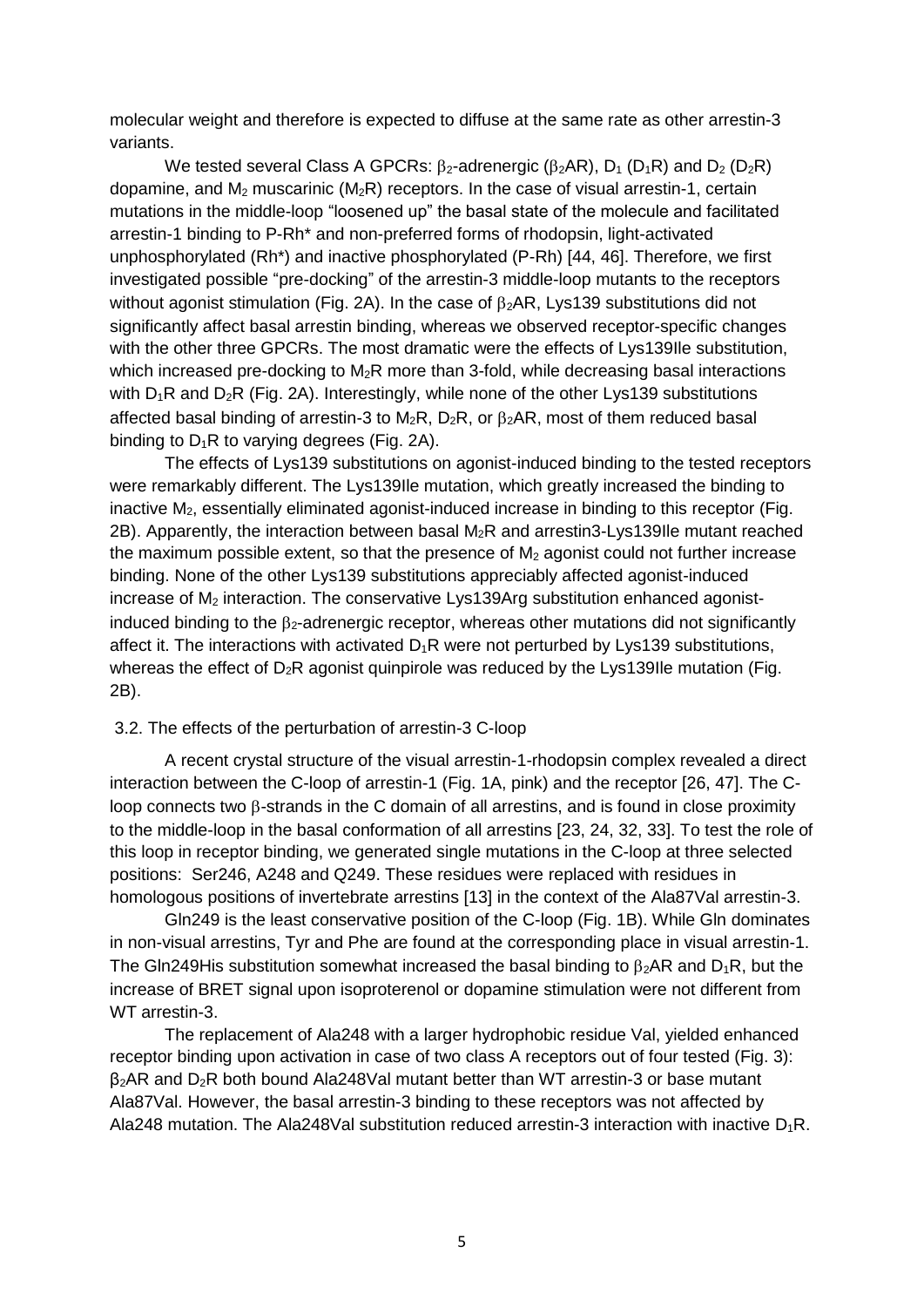molecular weight and therefore is expected to diffuse at the same rate as other arrestin-3 variants.

We tested several Class A GPCRs: $\beta_2$-adrenergic ($\beta_2$AR), $D_1$ ($D_1$R) and $D_2$ ($D_2$R) dopamine, and $M_2$ muscarinic ($M_2$R) receptors. In the case of visual arrestin-1, certain mutations in the middle-loop "loosened up" the basal state of the molecule and facilitated arrestin-1 binding to P-Rh* and non-preferred forms of rhodopsin, light-activated unphosphorylated (Rh*) and inactive phosphorylated (P-Rh) [44, 46]. Therefore, we first investigated possible "pre-docking" of the arrestin-3 middle-loop mutants to the receptors without agonist stimulation (Fig. 2A). In the case of $\beta_2$AR, Lys139 substitutions did not significantly affect basal arrestin binding, whereas we observed receptor-specific changes with the other three GPCRs. The most dramatic were the effects of Lys139Ile substitution, which increased pre-docking to $M_2$R more than 3-fold, while decreasing basal interactions with $D_1$R and $D_2$R (Fig. 2A). Interestingly, while none of the other Lys139 substitutions affected basal binding of arrestin-3 to $M_2$R, $D_2$R, or $\beta_2$AR, most of them reduced basal binding to $D_1$R to varying degrees (Fig. 2A).

The effects of Lys139 substitutions on agonist-induced binding to the tested receptors were remarkably different. The Lys139Ile mutation, which greatly increased the binding to inactive $M_2$, essentially eliminated agonist-induced increase in binding to this receptor (Fig. 2B). Apparently, the interaction between basal $M_2$R and arrestin3-Lys139Ile mutant reached the maximum possible extent, so that the presence of $M_2$ agonist could not further increase binding. None of the other Lys139 substitutions appreciably affected agonist-induced increase of $M_2$ interaction. The conservative Lys139Arg substitution enhanced agonist-induced binding to the $\beta_2$-adrenergic receptor, whereas other mutations did not significantly affect it. The interactions with activated $D_1$R were not perturbed by Lys139 substitutions, whereas the effect of $D_2$R agonist quinpirole was reduced by the Lys139Ile mutation (Fig. 2B).

## 3.2. The effects of the perturbation of arrestin-3 C-loop

A recent crystal structure of the visual arrestin-1-rhodopsin complex revealed a direct interaction between the C-loop of arrestin-1 (Fig. 1A, pink) and the receptor [26, 47]. The C-loop connects two $\beta$-strands in the C domain of all arrestins, and is found in close proximity to the middle-loop in the basal conformation of all arrestins [23, 24, 32, 33]. To test the role of this loop in receptor binding, we generated single mutations in the C-loop at three selected positions: Ser246, A248 and Q249. These residues were replaced with residues in homologous positions of invertebrate arrestins [13] in the context of the Ala87Val arrestin-3.

Gln249 is the least conservative position of the C-loop (Fig. 1B). While Gln dominates in non-visual arrestins, Tyr and Phe are found at the corresponding place in visual arrestin-1. The Gln249His substitution somewhat increased the basal binding to $\beta_2$AR and $D_1$R, but the increase of BRET signal upon isoproterenol or dopamine stimulation were not different from WT arrestin-3.

The replacement of Ala248 with a larger hydrophobic residue Val, yielded enhanced receptor binding upon activation in case of two class A receptors out of four tested (Fig. 3): $\beta_2$AR and $D_2$R both bound Ala248Val mutant better than WT arrestin-3 or base mutant Ala87Val. However, the basal arrestin-3 binding to these receptors was not affected by Ala248 mutation. The Ala248Val substitution reduced arrestin-3 interaction with inactive $D_1$R.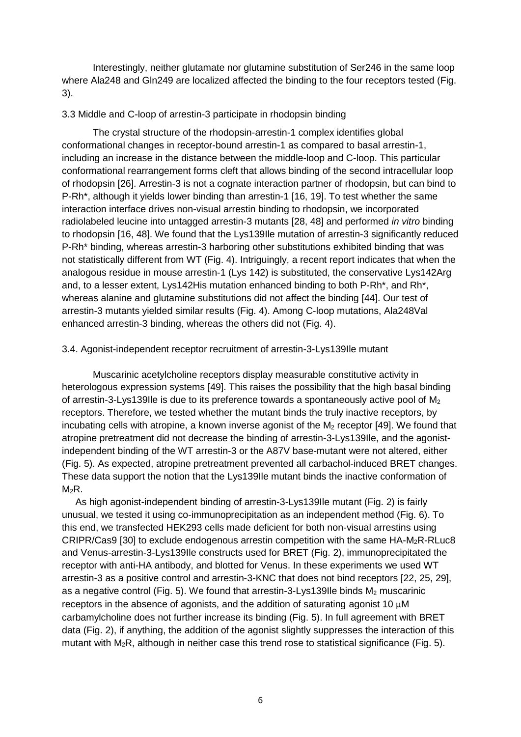Interestingly, neither glutamate nor glutamine substitution of Ser246 in the same loop where Ala248 and Gln249 are localized affected the binding to the four receptors tested (Fig. 3).

### 3.3 Middle and C-loop of arrestin-3 participate in rhodopsin binding

The crystal structure of the rhodopsin-arrestin-1 complex identifies global conformational changes in receptor-bound arrestin-1 as compared to basal arrestin-1, including an increase in the distance between the middle-loop and C-loop. This particular conformational rearrangement forms cleft that allows binding of the second intracellular loop of rhodopsin [26]. Arrestin-3 is not a cognate interaction partner of rhodopsin, but can bind to P-Rh*, although it yields lower binding than arrestin-1 [16, 19]. To test whether the same interaction interface drives non-visual arrestin binding to rhodopsin, we incorporated radiolabeled leucine into untagged arrestin-3 mutants [28, 48] and performed *in vitro* binding to rhodopsin [16, 48]. We found that the Lys139Ile mutation of arrestin-3 significantly reduced P-Rh* binding, whereas arrestin-3 harboring other substitutions exhibited binding that was not statistically different from WT (Fig. 4). Intriguingly, a recent report indicates that when the analogous residue in mouse arrestin-1 (Lys 142) is substituted, the conservative Lys142Arg and, to a lesser extent, Lys142His mutation enhanced binding to both P-Rh*, and Rh*, whereas alanine and glutamine substitutions did not affect the binding [44]. Our test of arrestin-3 mutants yielded similar results (Fig. 4). Among C-loop mutations, Ala248Val enhanced arrestin-3 binding, whereas the others did not (Fig. 4).

### 3.4. Agonist-independent receptor recruitment of arrestin-3-Lys139Ile mutant

Muscarinic acetylcholine receptors display measurable constitutive activity in heterologous expression systems [49]. This raises the possibility that the high basal binding of arrestin-3-Lys139Ile is due to its preference towards a spontaneously active pool of $M_2$ receptors. Therefore, we tested whether the mutant binds the truly inactive receptors, by incubating cells with atropine, a known inverse agonist of the $M_2$ receptor [49]. We found that atropine pretreatment did not decrease the binding of arrestin-3-Lys139Ile, and the agonist-independent binding of the WT arrestin-3 or the A87V base-mutant were not altered, either (Fig. 5). As expected, atropine pretreatment prevented all carbachol-induced BRET changes. These data support the notion that the Lys139Ile mutant binds the inactive conformation of $M_2R$.

As high agonist-independent binding of arrestin-3-Lys139Ile mutant (Fig. 2) is fairly unusual, we tested it using co-immunoprecipitation as an independent method (Fig. 6). To this end, we transfected HEK293 cells made deficient for both non-visual arrestins using CRIPR/Cas9 [30] to exclude endogenous arrestin competition with the same HA-$M_2$R-RLuc8 and Venus-arrestin-3-Lys139Ile constructs used for BRET (Fig. 2), immunoprecipitated the receptor with anti-HA antibody, and blotted for Venus. In these experiments we used WT arrestin-3 as a positive control and arrestin-3-KNC that does not bind receptors [22, 25, 29], as a negative control (Fig. 5). We found that arrestin-3-Lys139Ile binds $M_2$ muscarinic receptors in the absence of agonists, and the addition of saturating agonist 10 μM carbamylcholine does not further increase its binding (Fig. 5). In full agreement with BRET data (Fig. 2), if anything, the addition of the agonist slightly suppresses the interaction of this mutant with $M_2R$, although in neither case this trend rose to statistical significance (Fig. 5).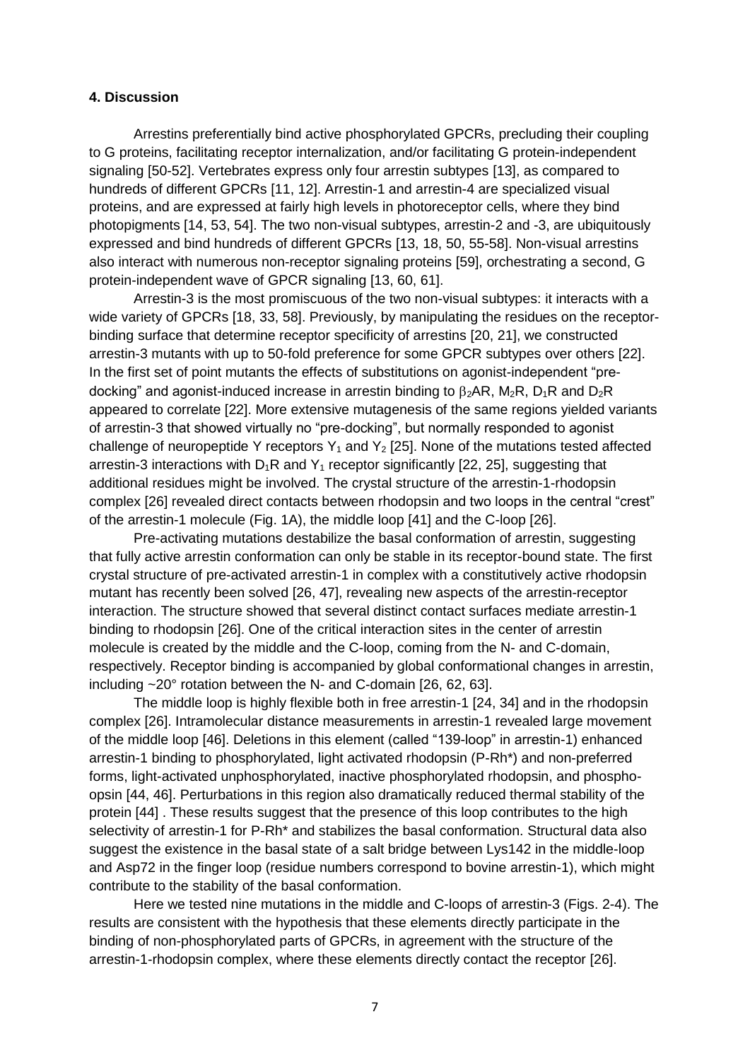#### 4. Discussion

Arrestins preferentially bind active phosphorylated GPCRs, precluding their coupling to G proteins, facilitating receptor internalization, and/or facilitating G protein-independent signaling [50-52]. Vertebrates express only four arrestin subtypes [13], as compared to hundreds of different GPCRs [11, 12]. Arrestin-1 and arrestin-4 are specialized visual proteins, and are expressed at fairly high levels in photoreceptor cells, where they bind photopigments [14, 53, 54]. The two non-visual subtypes, arrestin-2 and -3, are ubiquitously expressed and bind hundreds of different GPCRs [13, 18, 50, 55-58]. Non-visual arrestins also interact with numerous non-receptor signaling proteins [59], orchestrating a second, G protein-independent wave of GPCR signaling [13, 60, 61].

Arrestin-3 is the most promiscuous of the two non-visual subtypes: it interacts with a wide variety of GPCRs [18, 33, 58]. Previously, by manipulating the residues on the receptor-binding surface that determine receptor specificity of arrestins [20, 21], we constructed arrestin-3 mutants with up to 50-fold preference for some GPCR subtypes over others [22]. In the first set of point mutants the effects of substitutions on agonist-independent "pre-docking" and agonist-induced increase in arrestin binding to $\beta_2$AR, $M_2$R, $D_1$R and $D_2$R appeared to correlate [22]. More extensive mutagenesis of the same regions yielded variants of arrestin-3 that showed virtually no "pre-docking", but normally responded to agonist challenge of neuropeptide Y receptors $Y_1$ and $Y_2$ [25]. None of the mutations tested affected arrestin-3 interactions with $D_1$R and $Y_1$ receptor significantly [22, 25], suggesting that additional residues might be involved. The crystal structure of the arrestin-1-rhodopsin complex [26] revealed direct contacts between rhodopsin and two loops in the central "crest" of the arrestin-1 molecule (Fig. 1A), the middle loop [41] and the C-loop [26].

Pre-activating mutations destabilize the basal conformation of arrestin, suggesting that fully active arrestin conformation can only be stable in its receptor-bound state. The first crystal structure of pre-activated arrestin-1 in complex with a constitutively active rhodopsin mutant has recently been solved [26, 47], revealing new aspects of the arrestin-receptor interaction. The structure showed that several distinct contact surfaces mediate arrestin-1 binding to rhodopsin [26]. One of the critical interaction sites in the center of arrestin molecule is created by the middle and the C-loop, coming from the N- and C-domain, respectively. Receptor binding is accompanied by global conformational changes in arrestin, including ~20° rotation between the N- and C-domain [26, 62, 63].

The middle loop is highly flexible both in free arrestin-1 [24, 34] and in the rhodopsin complex [26]. Intramolecular distance measurements in arrestin-1 revealed large movement of the middle loop [46]. Deletions in this element (called "139-loop" in arrestin-1) enhanced arrestin-1 binding to phosphorylated, light activated rhodopsin (P-Rh*) and non-preferred forms, light-activated unphosphorylated, inactive phosphorylated rhodopsin, and phospho-opsin [44, 46]. Perturbations in this region also dramatically reduced thermal stability of the protein [44] . These results suggest that the presence of this loop contributes to the high selectivity of arrestin-1 for P-Rh* and stabilizes the basal conformation. Structural data also suggest the existence in the basal state of a salt bridge between Lys142 in the middle-loop and Asp72 in the finger loop (residue numbers correspond to bovine arrestin-1), which might contribute to the stability of the basal conformation.

Here we tested nine mutations in the middle and C-loops of arrestin-3 (Figs. 2-4). The results are consistent with the hypothesis that these elements directly participate in the binding of non-phosphorylated parts of GPCRs, in agreement with the structure of the arrestin-1-rhodopsin complex, where these elements directly contact the receptor [26].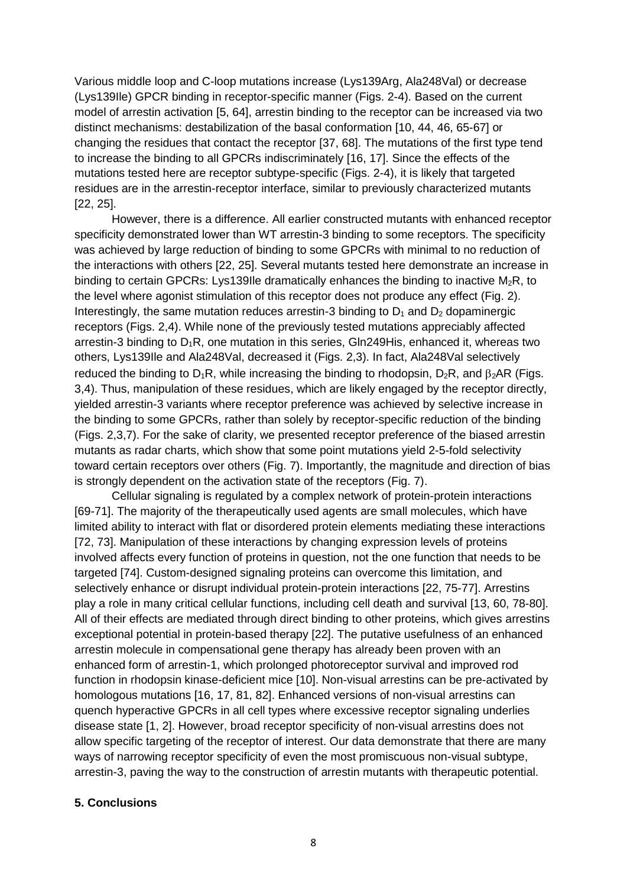Various middle loop and C-loop mutations increase (Lys139Arg, Ala248Val) or decrease (Lys139Ile) GPCR binding in receptor-specific manner (Figs. 2-4). Based on the current model of arrestin activation [5, 64], arrestin binding to the receptor can be increased via two distinct mechanisms: destabilization of the basal conformation [10, 44, 46, 65-67] or changing the residues that contact the receptor [37, 68]. The mutations of the first type tend to increase the binding to all GPCRs indiscriminately [16, 17]. Since the effects of the mutations tested here are receptor subtype-specific (Figs. 2-4), it is likely that targeted residues are in the arrestin-receptor interface, similar to previously characterized mutants [22, 25].

However, there is a difference. All earlier constructed mutants with enhanced receptor specificity demonstrated lower than WT arrestin-3 binding to some receptors. The specificity was achieved by large reduction of binding to some GPCRs with minimal to no reduction of the interactions with others [22, 25]. Several mutants tested here demonstrate an increase in binding to certain GPCRs: Lys139Ile dramatically enhances the binding to inactive $M_2R$, to the level where agonist stimulation of this receptor does not produce any effect (Fig. 2). Interestingly, the same mutation reduces arrestin-3 binding to $D_1$ and $D_2$ dopaminergic receptors (Figs. 2,4). While none of the previously tested mutations appreciably affected arrestin-3 binding to $D_1R$, one mutation in this series, Gln249His, enhanced it, whereas two others, Lys139Ile and Ala248Val, decreased it (Figs. 2,3). In fact, Ala248Val selectively reduced the binding to $D_1R$, while increasing the binding to rhodopsin, $D_2R$, and $\beta_2AR$ (Figs. 3,4). Thus, manipulation of these residues, which are likely engaged by the receptor directly, yielded arrestin-3 variants where receptor preference was achieved by selective increase in the binding to some GPCRs, rather than solely by receptor-specific reduction of the binding (Figs. 2,3,7). For the sake of clarity, we presented receptor preference of the biased arrestin mutants as radar charts, which show that some point mutations yield 2-5-fold selectivity toward certain receptors over others (Fig. 7). Importantly, the magnitude and direction of bias is strongly dependent on the activation state of the receptors (Fig. 7).

Cellular signaling is regulated by a complex network of protein-protein interactions [69-71]. The majority of the therapeutically used agents are small molecules, which have limited ability to interact with flat or disordered protein elements mediating these interactions [72, 73]. Manipulation of these interactions by changing expression levels of proteins involved affects every function of proteins in question, not the one function that needs to be targeted [74]. Custom-designed signaling proteins can overcome this limitation, and selectively enhance or disrupt individual protein-protein interactions [22, 75-77]. Arrestins play a role in many critical cellular functions, including cell death and survival [13, 60, 78-80]. All of their effects are mediated through direct binding to other proteins, which gives arrestins exceptional potential in protein-based therapy [22]. The putative usefulness of an enhanced arrestin molecule in compensational gene therapy has already been proven with an enhanced form of arrestin-1, which prolonged photoreceptor survival and improved rod function in rhodopsin kinase-deficient mice [10]. Non-visual arrestins can be pre-activated by homologous mutations [16, 17, 81, 82]. Enhanced versions of non-visual arrestins can quench hyperactive GPCRs in all cell types where excessive receptor signaling underlies disease state [1, 2]. However, broad receptor specificity of non-visual arrestins does not allow specific targeting of the receptor of interest. Our data demonstrate that there are many ways of narrowing receptor specificity of even the most promiscuous non-visual subtype, arrestin-3, paving the way to the construction of arrestin mutants with therapeutic potential.

## 5. Conclusions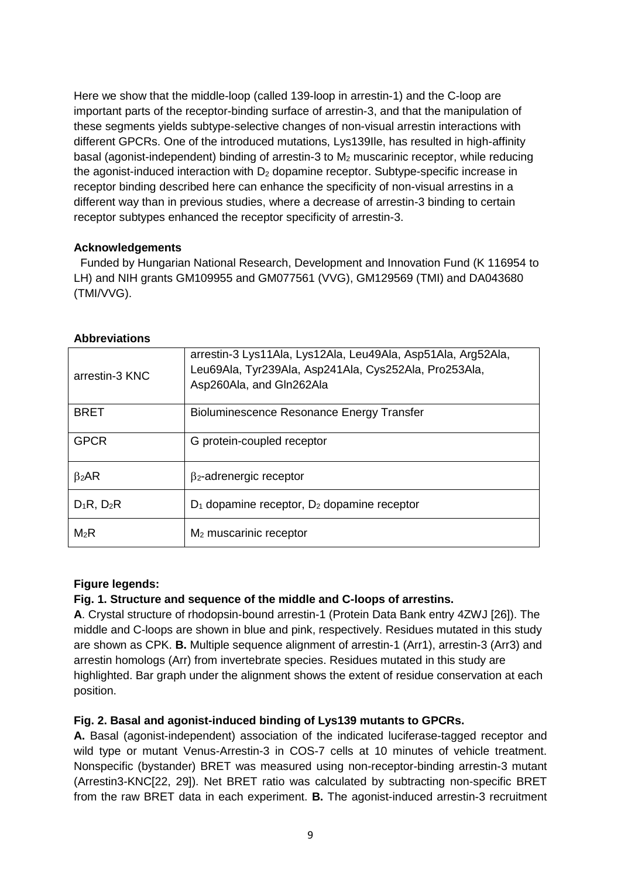Here we show that the middle-loop (called 139-loop in arrestin-1) and the C-loop are important parts of the receptor-binding surface of arrestin-3, and that the manipulation of these segments yields subtype-selective changes of non-visual arrestin interactions with different GPCRs. One of the introduced mutations, Lys139Ile, has resulted in high-affinity basal (agonist-independent) binding of arrestin-3 to $M_2$ muscarinic receptor, while reducing the agonist-induced interaction with $D_2$ dopamine receptor. Subtype-specific increase in receptor binding described here can enhance the specificity of non-visual arrestins in a different way than in previous studies, where a decrease of arrestin-3 binding to certain receptor subtypes enhanced the receptor specificity of arrestin-3.

### Acknowledgements

Funded by Hungarian National Research, Development and Innovation Fund (K 116954 to LH) and NIH grants GM109955 and GM077561 (VVG), GM129569 (TMI) and DA043680 (TMI/VVG).

### Abbreviations

| | |
|---|---|
| arrestin-3 KNC | arrestin-3 Lys11Ala, Lys12Ala, Leu49Ala, Asp51Ala, Arg52Ala, Leu69Ala, Tyr239Ala, Asp241Ala, Cys252Ala, Pro253Ala, Asp260Ala, and Gln262Ala |
| BRET | Bioluminescence Resonance Energy Transfer |
| GPCR | G protein-coupled receptor |
| $\beta_2$AR | $\beta_2$-adrenergic receptor |
| $D_1$R, $D_2$R | $D_1$ dopamine receptor, $D_2$ dopamine receptor |
| $M_2$R | $M_2$ muscarinic receptor |

### Figure legends:

**Fig. 1. Structure and sequence of the middle and C-loops of arrestins.**

**A**. Crystal structure of rhodopsin-bound arrestin-1 (Protein Data Bank entry 4ZWJ [26]). The middle and C-loops are shown in blue and pink, respectively. Residues mutated in this study are shown as CPK. **B.** Multiple sequence alignment of arrestin-1 (Arr1), arrestin-3 (Arr3) and arrestin homologs (Arr) from invertebrate species. Residues mutated in this study are highlighted. Bar graph under the alignment shows the extent of residue conservation at each position.

**Fig. 2. Basal and agonist-induced binding of Lys139 mutants to GPCRs.**

**A.** Basal (agonist-independent) association of the indicated luciferase-tagged receptor and wild type or mutant Venus-Arrestin-3 in COS-7 cells at 10 minutes of vehicle treatment. Nonspecific (bystander) BRET was measured using non-receptor-binding arrestin-3 mutant (Arrestin3-KNC[22, 29]). Net BRET ratio was calculated by subtracting non-specific BRET from the raw BRET data in each experiment. **B.** The agonist-induced arrestin-3 recruitment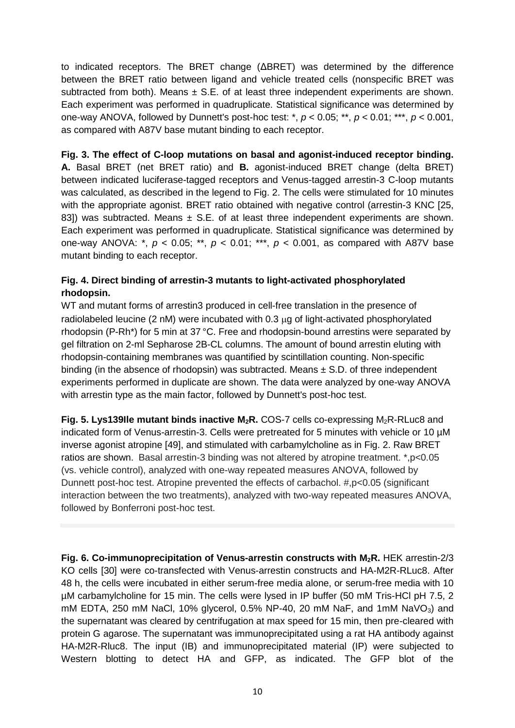to indicated receptors. The BRET change (ΔBRET) was determined by the difference between the BRET ratio between ligand and vehicle treated cells (nonspecific BRET was subtracted from both). Means ± S.E. of at least three independent experiments are shown. Each experiment was performed in quadruplicate. Statistical significance was determined by one-way ANOVA, followed by Dunnett's post-hoc test: *, $p < 0.05$; **, $p < 0.01$; ***, $p < 0.001$, as compared with A87V base mutant binding to each receptor.

**Fig. 3. The effect of C-loop mutations on basal and agonist-induced receptor binding. A.** Basal BRET (net BRET ratio) and **B.** agonist-induced BRET change (delta BRET) between indicated luciferase-tagged receptors and Venus-tagged arrestin-3 C-loop mutants was calculated, as described in the legend to Fig. 2. The cells were stimulated for 10 minutes with the appropriate agonist. BRET ratio obtained with negative control (arrestin-3 KNC [25, 83]) was subtracted. Means ± S.E. of at least three independent experiments are shown. Each experiment was performed in quadruplicate. Statistical significance was determined by one-way ANOVA: *, $p < 0.05$; **, $p < 0.01$; ***, $p < 0.001$, as compared with A87V base mutant binding to each receptor.

**Fig. 4. Direct binding of arrestin-3 mutants to light-activated phosphorylated rhodopsin.**
WT and mutant forms of arrestin3 produced in cell-free translation in the presence of radiolabeled leucine (2 nM) were incubated with 0.3 μg of light-activated phosphorylated rhodopsin (P-Rh*) for 5 min at 37 °C. Free and rhodopsin-bound arrestins were separated by gel filtration on 2-ml Sepharose 2B-CL columns. The amount of bound arrestin eluting with rhodopsin-containing membranes was quantified by scintillation counting. Non-specific binding (in the absence of rhodopsin) was subtracted. Means ± S.D. of three independent experiments performed in duplicate are shown. The data were analyzed by one-way ANOVA with arrestin type as the main factor, followed by Dunnett's post-hoc test.

**Fig. 5. Lys139Ile mutant binds inactive $M_2R$.** COS-7 cells co-expressing $M_2R$-RLuc8 and indicated form of Venus-arrestin-3. Cells were pretreated for 5 minutes with vehicle or 10 µM inverse agonist atropine [49], and stimulated with carbamylcholine as in Fig. 2. Raw BRET ratios are shown. Basal arrestin-3 binding was not altered by atropine treatment. *,p<0.05 (vs. vehicle control), analyzed with one-way repeated measures ANOVA, followed by Dunnett post-hoc test. Atropine prevented the effects of carbachol. #,p<0.05 (significant interaction between the two treatments), analyzed with two-way repeated measures ANOVA, followed by Bonferroni post-hoc test.

**Fig. 6. Co-immunoprecipitation of Venus-arrestin constructs with $M_2R$.** HEK arrestin-2/3 KO cells [30] were co-transfected with Venus-arrestin constructs and HA-M2R-RLuc8. After 48 h, the cells were incubated in either serum-free media alone, or serum-free media with 10 µM carbamylcholine for 15 min. The cells were lysed in IP buffer (50 mM Tris-HCl pH 7.5, 2 mM EDTA, 250 mM NaCl, 10% glycerol, 0.5% NP-40, 20 mM NaF, and 1mM $NaVO_3$) and the supernatant was cleared by centrifugation at max speed for 15 min, then pre-cleared with protein G agarose. The supernatant was immunoprecipitated using a rat HA antibody against HA-M2R-Rluc8. The input (IB) and immunoprecipitated material (IP) were subjected to Western blotting to detect HA and GFP, as indicated. The GFP blot of the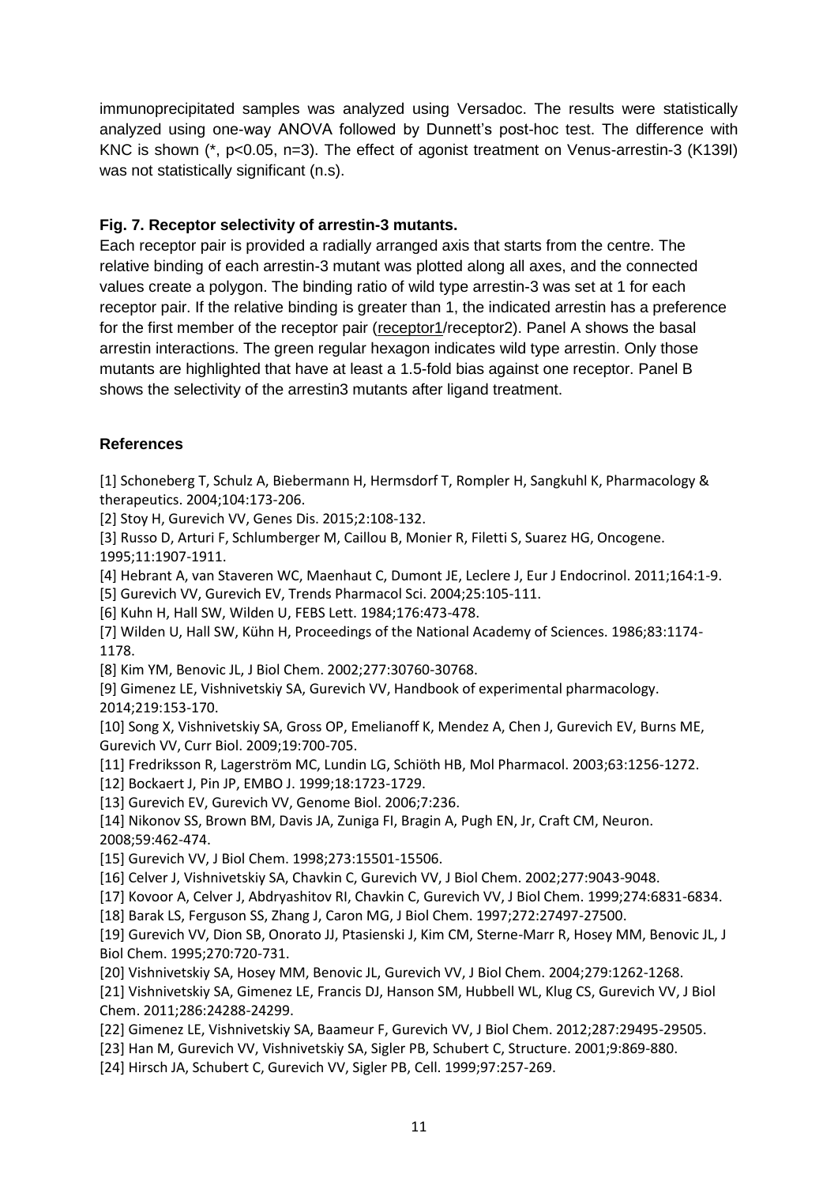immunoprecipitated samples was analyzed using Versadoc. The results were statistically analyzed using one-way ANOVA followed by Dunnett's post-hoc test. The difference with KNC is shown (*, $p<0.05$, n=3). The effect of agonist treatment on Venus-arrestin-3 (K139I) was not statistically significant (n.s).

**Fig. 7. Receptor selectivity of arrestin-3 mutants.**

Each receptor pair is provided a radially arranged axis that starts from the centre. The relative binding of each arrestin-3 mutant was plotted along all axes, and the connected values create a polygon. The binding ratio of wild type arrestin-3 was set at 1 for each receptor pair. If the relative binding is greater than 1, the indicated arrestin has a preference for the first member of the receptor pair (receptor1/receptor2). Panel A shows the basal arrestin interactions. The green regular hexagon indicates wild type arrestin. Only those mutants are highlighted that have at least a 1.5-fold bias against one receptor. Panel B shows the selectivity of the arrestin3 mutants after ligand treatment.

## References

[1] Schoneberg T, Schulz A, Biebermann H, Hermsdorf T, Rompler H, Sangkuhl K, Pharmacology & therapeutics. 2004;104:173-206.

[2] Stoy H, Gurevich VV, Genes Dis. 2015;2:108-132.

[3] Russo D, Arturi F, Schlumberger M, Caillou B, Monier R, Filetti S, Suarez HG, Oncogene. 1995;11:1907-1911.

[4] Hebrant A, van Staveren WC, Maenhaut C, Dumont JE, Leclere J, Eur J Endocrinol. 2011;164:1-9.

[5] Gurevich VV, Gurevich EV, Trends Pharmacol Sci. 2004;25:105-111.

[6] Kuhn H, Hall SW, Wilden U, FEBS Lett. 1984;176:473-478.

[7] Wilden U, Hall SW, Kühn H, Proceedings of the National Academy of Sciences. 1986;83:1174-1178.

[8] Kim YM, Benovic JL, J Biol Chem. 2002;277:30760-30768.

[9] Gimenez LE, Vishnivetskiy SA, Gurevich VV, Handbook of experimental pharmacology. 2014;219:153-170.

[10] Song X, Vishnivetskiy SA, Gross OP, Emelianoff K, Mendez A, Chen J, Gurevich EV, Burns ME, Gurevich VV, Curr Biol. 2009;19:700-705.

[11] Fredriksson R, Lagerström MC, Lundin LG, Schiöth HB, Mol Pharmacol. 2003;63:1256-1272.

[12] Bockaert J, Pin JP, EMBO J. 1999;18:1723-1729.

[13] Gurevich EV, Gurevich VV, Genome Biol. 2006;7:236.

[14] Nikonov SS, Brown BM, Davis JA, Zuniga FI, Bragin A, Pugh EN, Jr, Craft CM, Neuron. 2008;59:462-474.

[15] Gurevich VV, J Biol Chem. 1998;273:15501-15506.

[16] Celver J, Vishnivetskiy SA, Chavkin C, Gurevich VV, J Biol Chem. 2002;277:9043-9048.

[17] Kovoor A, Celver J, Abdryashitov RI, Chavkin C, Gurevich VV, J Biol Chem. 1999;274:6831-6834.

[18] Barak LS, Ferguson SS, Zhang J, Caron MG, J Biol Chem. 1997;272:27497-27500.

[19] Gurevich VV, Dion SB, Onorato JJ, Ptasienski J, Kim CM, Sterne-Marr R, Hosey MM, Benovic JL, J Biol Chem. 1995;270:720-731.

[20] Vishnivetskiy SA, Hosey MM, Benovic JL, Gurevich VV, J Biol Chem. 2004;279:1262-1268.

[21] Vishnivetskiy SA, Gimenez LE, Francis DJ, Hanson SM, Hubbell WL, Klug CS, Gurevich VV, J Biol Chem. 2011;286:24288-24299.

[22] Gimenez LE, Vishnivetskiy SA, Baameur F, Gurevich VV, J Biol Chem. 2012;287:29495-29505.

[23] Han M, Gurevich VV, Vishnivetskiy SA, Sigler PB, Schubert C, Structure. 2001;9:869-880.

[24] Hirsch JA, Schubert C, Gurevich VV, Sigler PB, Cell. 1999;97:257-269.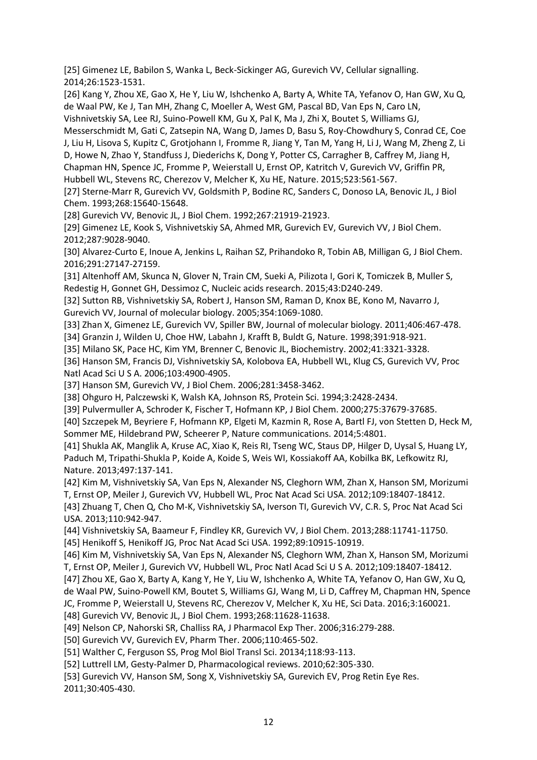[25] Gimenez LE, Babilon S, Wanka L, Beck-Sickinger AG, Gurevich VV, Cellular signalling. 2014;26:1523-1531.

[26] Kang Y, Zhou XE, Gao X, He Y, Liu W, Ishchenko A, Barty A, White TA, Yefanov O, Han GW, Xu Q, de Waal PW, Ke J, Tan MH, Zhang C, Moeller A, West GM, Pascal BD, Van Eps N, Caro LN, Vishnivetskiy SA, Lee RJ, Suino-Powell KM, Gu X, Pal K, Ma J, Zhi X, Boutet S, Williams GJ, Messerschmidt M, Gati C, Zatsepin NA, Wang D, James D, Basu S, Roy-Chowdhury S, Conrad CE, Coe J, Liu H, Lisova S, Kupitz C, Grotjohann I, Fromme R, Jiang Y, Tan M, Yang H, Li J, Wang M, Zheng Z, Li D, Howe N, Zhao Y, Standfuss J, Diederichs K, Dong Y, Potter CS, Carragher B, Caffrey M, Jiang H, Chapman HN, Spence JC, Fromme P, Weierstall U, Ernst OP, Katritch V, Gurevich VV, Griffin PR, Hubbell WL, Stevens RC, Cherezov V, Melcher K, Xu HE, Nature. 2015;523:561-567.

[27] Sterne-Marr R, Gurevich VV, Goldsmith P, Bodine RC, Sanders C, Donoso LA, Benovic JL, J Biol Chem. 1993;268:15640-15648.

[28] Gurevich VV, Benovic JL, J Biol Chem. 1992;267:21919-21923.

[29] Gimenez LE, Kook S, Vishnivetskiy SA, Ahmed MR, Gurevich EV, Gurevich VV, J Biol Chem. 2012;287:9028-9040.

[30] Alvarez-Curto E, Inoue A, Jenkins L, Raihan SZ, Prihandoko R, Tobin AB, Milligan G, J Biol Chem. 2016;291:27147-27159.

[31] Altenhoff AM, Skunca N, Glover N, Train CM, Sueki A, Pilizota I, Gori K, Tomiczek B, Muller S, Redestig H, Gonnet GH, Dessimoz C, Nucleic acids research. 2015;43:D240-249.

[32] Sutton RB, Vishnivetskiy SA, Robert J, Hanson SM, Raman D, Knox BE, Kono M, Navarro J, Gurevich VV, Journal of molecular biology. 2005;354:1069-1080.

[33] Zhan X, Gimenez LE, Gurevich VV, Spiller BW, Journal of molecular biology. 2011;406:467-478.

[34] Granzin J, Wilden U, Choe HW, Labahn J, Krafft B, Buldt G, Nature. 1998;391:918-921.

[35] Milano SK, Pace HC, Kim YM, Brenner C, Benovic JL, Biochemistry. 2002;41:3321-3328.

[36] Hanson SM, Francis DJ, Vishnivetskiy SA, Kolobova EA, Hubbell WL, Klug CS, Gurevich VV, Proc Natl Acad Sci U S A. 2006;103:4900-4905.

[37] Hanson SM, Gurevich VV, J Biol Chem. 2006;281:3458-3462.

[38] Ohguro H, Palczewski K, Walsh KA, Johnson RS, Protein Sci. 1994;3:2428-2434.

[39] Pulvermuller A, Schroder K, Fischer T, Hofmann KP, J Biol Chem. 2000;275:37679-37685.

[40] Szczepek M, Beyriere F, Hofmann KP, Elgeti M, Kazmin R, Rose A, Bartl FJ, von Stetten D, Heck M, Sommer ME, Hildebrand PW, Scheerer P, Nature communications. 2014;5:4801.

[41] Shukla AK, Manglik A, Kruse AC, Xiao K, Reis RI, Tseng WC, Staus DP, Hilger D, Uysal S, Huang LY, Paduch M, Tripathi-Shukla P, Koide A, Koide S, Weis WI, Kossiakoff AA, Kobilka BK, Lefkowitz RJ, Nature. 2013;497:137-141.

[42] Kim M, Vishnivetskiy SA, Van Eps N, Alexander NS, Cleghorn WM, Zhan X, Hanson SM, Morizumi T, Ernst OP, Meiler J, Gurevich VV, Hubbell WL, Proc Nat Acad Sci USA. 2012;109:18407-18412.

[43] Zhuang T, Chen Q, Cho M-K, Vishnivetskiy SA, Iverson TI, Gurevich VV, C.R. S, Proc Nat Acad Sci USA. 2013;110:942-947.

[44] Vishnivetskiy SA, Baameur F, Findley KR, Gurevich VV, J Biol Chem. 2013;288:11741-11750.

[45] Henikoff S, Henikoff JG, Proc Nat Acad Sci USA. 1992;89:10915-10919.

[46] Kim M, Vishnivetskiy SA, Van Eps N, Alexander NS, Cleghorn WM, Zhan X, Hanson SM, Morizumi T, Ernst OP, Meiler J, Gurevich VV, Hubbell WL, Proc Natl Acad Sci U S A. 2012;109:18407-18412.

[47] Zhou XE, Gao X, Barty A, Kang Y, He Y, Liu W, Ishchenko A, White TA, Yefanov O, Han GW, Xu Q, de Waal PW, Suino-Powell KM, Boutet S, Williams GJ, Wang M, Li D, Caffrey M, Chapman HN, Spence JC, Fromme P, Weierstall U, Stevens RC, Cherezov V, Melcher K, Xu HE, Sci Data. 2016;3:160021.

[48] Gurevich VV, Benovic JL, J Biol Chem. 1993;268:11628-11638.

[49] Nelson CP, Nahorski SR, Challiss RA, J Pharmacol Exp Ther. 2006;316:279-288.

[50] Gurevich VV, Gurevich EV, Pharm Ther. 2006;110:465-502.

[51] Walther C, Ferguson SS, Prog Mol Biol Transl Sci. 20134;118:93-113.

[52] Luttrell LM, Gesty-Palmer D, Pharmacological reviews. 2010;62:305-330.

[53] Gurevich VV, Hanson SM, Song X, Vishnivetskiy SA, Gurevich EV, Prog Retin Eye Res. 2011;30:405-430.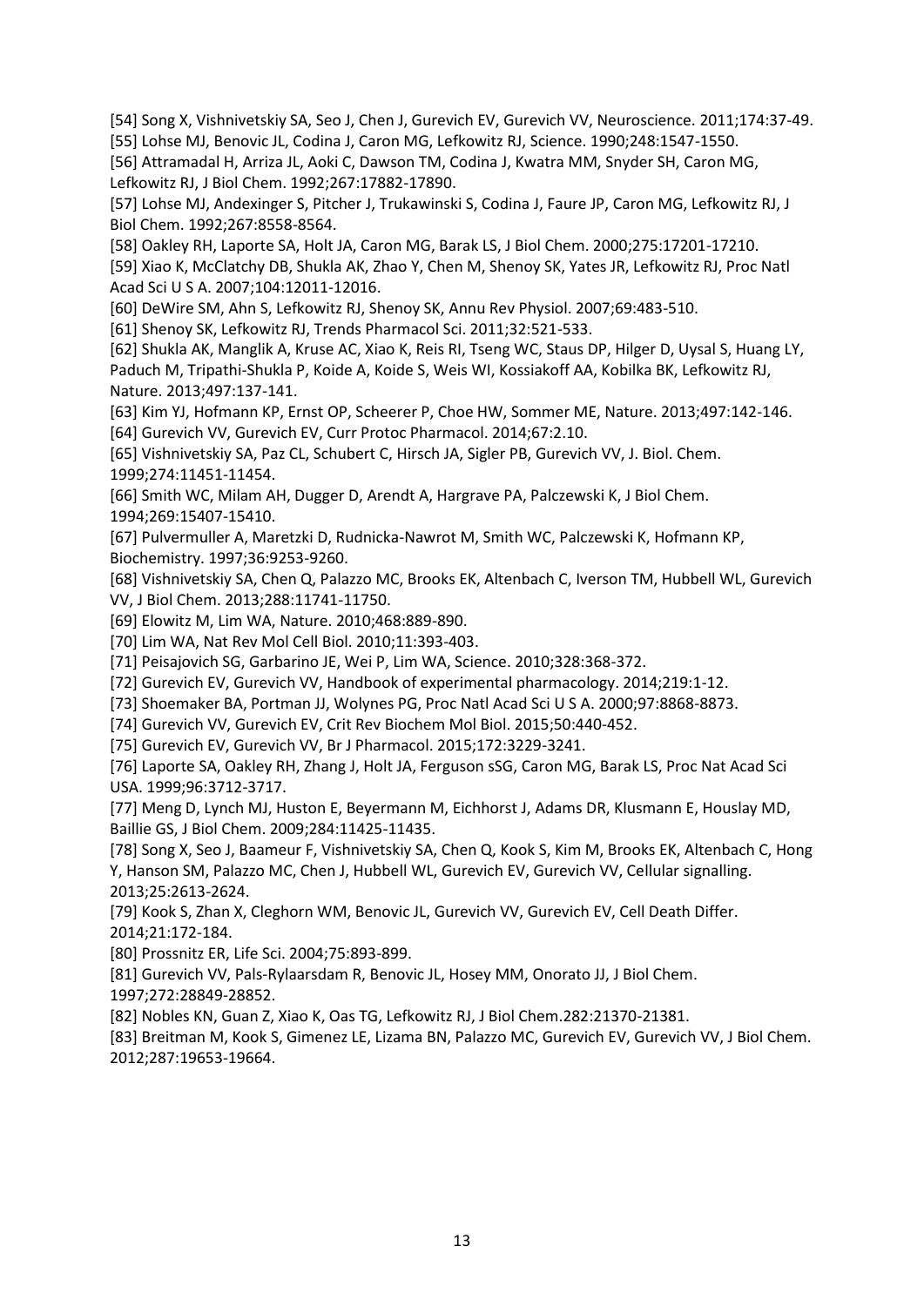[54] Song X, Vishnivetskiy SA, Seo J, Chen J, Gurevich EV, Gurevich VV, Neuroscience. 2011;174:37-49.

[55] Lohse MJ, Benovic JL, Codina J, Caron MG, Lefkowitz RJ, Science. 1990;248:1547-1550.

[56] Attramadal H, Arriza JL, Aoki C, Dawson TM, Codina J, Kwatra MM, Snyder SH, Caron MG, Lefkowitz RJ, J Biol Chem. 1992;267:17882-17890.

[57] Lohse MJ, Andexinger S, Pitcher J, Trukawinski S, Codina J, Faure JP, Caron MG, Lefkowitz RJ, J Biol Chem. 1992;267:8558-8564.

[58] Oakley RH, Laporte SA, Holt JA, Caron MG, Barak LS, J Biol Chem. 2000;275:17201-17210.

[59] Xiao K, McClatchy DB, Shukla AK, Zhao Y, Chen M, Shenoy SK, Yates JR, Lefkowitz RJ, Proc Natl Acad Sci U S A. 2007;104:12011-12016.

[60] DeWire SM, Ahn S, Lefkowitz RJ, Shenoy SK, Annu Rev Physiol. 2007;69:483-510.

[61] Shenoy SK, Lefkowitz RJ, Trends Pharmacol Sci. 2011;32:521-533.

[62] Shukla AK, Manglik A, Kruse AC, Xiao K, Reis RI, Tseng WC, Staus DP, Hilger D, Uysal S, Huang LY, Paduch M, Tripathi-Shukla P, Koide A, Koide S, Weis WI, Kossiakoff AA, Kobilka BK, Lefkowitz RJ, Nature. 2013;497:137-141.

[63] Kim YJ, Hofmann KP, Ernst OP, Scheerer P, Choe HW, Sommer ME, Nature. 2013;497:142-146.

[64] Gurevich VV, Gurevich EV, Curr Protoc Pharmacol. 2014;67:2.10.

[65] Vishnivetskiy SA, Paz CL, Schubert C, Hirsch JA, Sigler PB, Gurevich VV, J. Biol. Chem. 1999;274:11451-11454.

[66] Smith WC, Milam AH, Dugger D, Arendt A, Hargrave PA, Palczewski K, J Biol Chem. 1994;269:15407-15410.

[67] Pulvermuller A, Maretzki D, Rudnicka-Nawrot M, Smith WC, Palczewski K, Hofmann KP, Biochemistry. 1997;36:9253-9260.

[68] Vishnivetskiy SA, Chen Q, Palazzo MC, Brooks EK, Altenbach C, Iverson TM, Hubbell WL, Gurevich VV, J Biol Chem. 2013;288:11741-11750.

[69] Elowitz M, Lim WA, Nature. 2010;468:889-890.

[70] Lim WA, Nat Rev Mol Cell Biol. 2010;11:393-403.

[71] Peisajovich SG, Garbarino JE, Wei P, Lim WA, Science. 2010;328:368-372.

[72] Gurevich EV, Gurevich VV, Handbook of experimental pharmacology. 2014;219:1-12.

[73] Shoemaker BA, Portman JJ, Wolynes PG, Proc Natl Acad Sci U S A. 2000;97:8868-8873.

[74] Gurevich VV, Gurevich EV, Crit Rev Biochem Mol Biol. 2015;50:440-452.

[75] Gurevich EV, Gurevich VV, Br J Pharmacol. 2015;172:3229-3241.

[76] Laporte SA, Oakley RH, Zhang J, Holt JA, Ferguson sSG, Caron MG, Barak LS, Proc Nat Acad Sci USA. 1999;96:3712-3717.

[77] Meng D, Lynch MJ, Huston E, Beyermann M, Eichhorst J, Adams DR, Klusmann E, Houslay MD, Baillie GS, J Biol Chem. 2009;284:11425-11435.

[78] Song X, Seo J, Baameur F, Vishnivetskiy SA, Chen Q, Kook S, Kim M, Brooks EK, Altenbach C, Hong Y, Hanson SM, Palazzo MC, Chen J, Hubbell WL, Gurevich EV, Gurevich VV, Cellular signalling. 2013;25:2613-2624.

[79] Kook S, Zhan X, Cleghorn WM, Benovic JL, Gurevich VV, Gurevich EV, Cell Death Differ. 2014;21:172-184.

[80] Prossnitz ER, Life Sci. 2004;75:893-899.

[81] Gurevich VV, Pals-Rylaarsdam R, Benovic JL, Hosey MM, Onorato JJ, J Biol Chem. 1997;272:28849-28852.

[82] Nobles KN, Guan Z, Xiao K, Oas TG, Lefkowitz RJ, J Biol Chem.282:21370-21381.

[83] Breitman M, Kook S, Gimenez LE, Lizama BN, Palazzo MC, Gurevich EV, Gurevich VV, J Biol Chem. 2012;287:19653-19664.